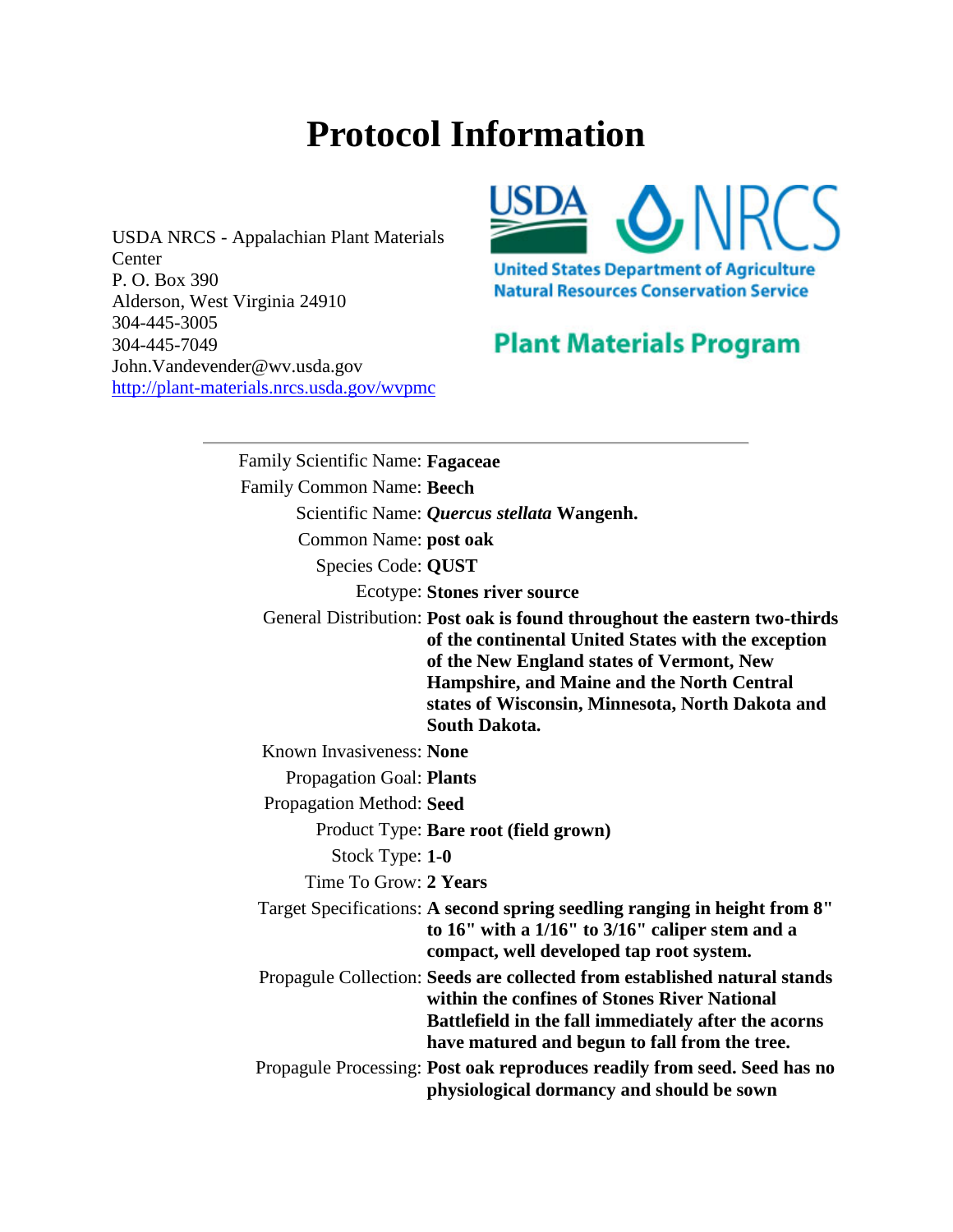# Protocol Information

USDA NRCS - Appalachian Plant Materials Center
P. O. Box 390
Alderson, West Virginia 24910
304-445-3005
304-445-7049
John.Vandevender@wv.usda.gov
http://plant-materials.nrcs.usda.gov/wvpmc

USDA NRCS
United States Department of Agriculture
Natural Resources Conservation Service

Plant Materials Program

---

Family Scientific Name: **Fagaceae**

Family Common Name: **Beech**

Scientific Name: ***Quercus stellata* Wangenh.**

Common Name: **post oak**

Species Code: **QUST**

Ecotype: **Stones river source**

General Distribution: **Post oak is found throughout the eastern two-thirds of the continental United States with the exception of the New England states of Vermont, New Hampshire, and Maine and the North Central states of Wisconsin, Minnesota, North Dakota and South Dakota.**

Known Invasiveness: **None**

Propagation Goal: **Plants**

Propagation Method: **Seed**

Product Type: **Bare root (field grown)**

Stock Type: **1-0**

Time To Grow: **2 Years**

Target Specifications: **A second spring seedling ranging in height from 8" to 16" with a 1/16" to 3/16" caliper stem and a compact, well developed tap root system.**

Propagule Collection: **Seeds are collected from established natural stands within the confines of Stones River National Battlefield in the fall immediately after the acorns have matured and begun to fall from the tree.**

Propagule Processing: **Post oak reproduces readily from seed. Seed has no physiological dormancy and should be sown**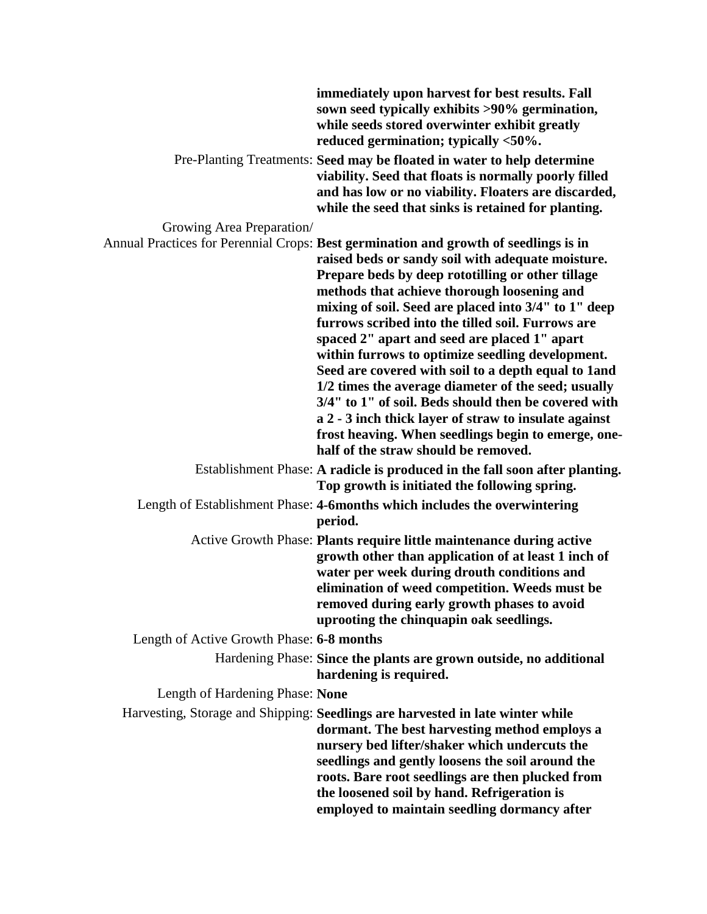immediately upon harvest for best results. Fall sown seed typically exhibits >90% germination, while seeds stored overwinter exhibit greatly reduced germination; typically <50%.

Pre-Planting Treatments: **Seed may be floated in water to help determine viability. Seed that floats is normally poorly filled and has low or no viability. Floaters are discarded, while the seed that sinks is retained for planting.**

Growing Area Preparation/ Annual Practices for Perennial Crops: **Best germination and growth of seedlings is in raised beds or sandy soil with adequate moisture. Prepare beds by deep rototilling or other tillage methods that achieve thorough loosening and mixing of soil. Seed are placed into 3/4" to 1" deep furrows scribed into the tilled soil. Furrows are spaced 2" apart and seed are placed 1" apart within furrows to optimize seedling development. Seed are covered with soil to a depth equal to 1and 1/2 times the average diameter of the seed; usually 3/4" to 1" of soil. Beds should then be covered with a 2 - 3 inch thick layer of straw to insulate against frost heaving. When seedlings begin to emerge, one-half of the straw should be removed.**

Establishment Phase: **A radicle is produced in the fall soon after planting. Top growth is initiated the following spring.**

Length of Establishment Phase: **4-6months which includes the overwintering period.**

Active Growth Phase: **Plants require little maintenance during active growth other than application of at least 1 inch of water per week during drouth conditions and elimination of weed competition. Weeds must be removed during early growth phases to avoid uprooting the chinquapin oak seedlings.**

Length of Active Growth Phase: **6-8 months**

Hardening Phase: **Since the plants are grown outside, no additional hardening is required.**

Length of Hardening Phase: **None**

Harvesting, Storage and Shipping: **Seedlings are harvested in late winter while dormant. The best harvesting method employs a nursery bed lifter/shaker which undercuts the seedlings and gently loosens the soil around the roots. Bare root seedlings are then plucked from the loosened soil by hand. Refrigeration is employed to maintain seedling dormancy after**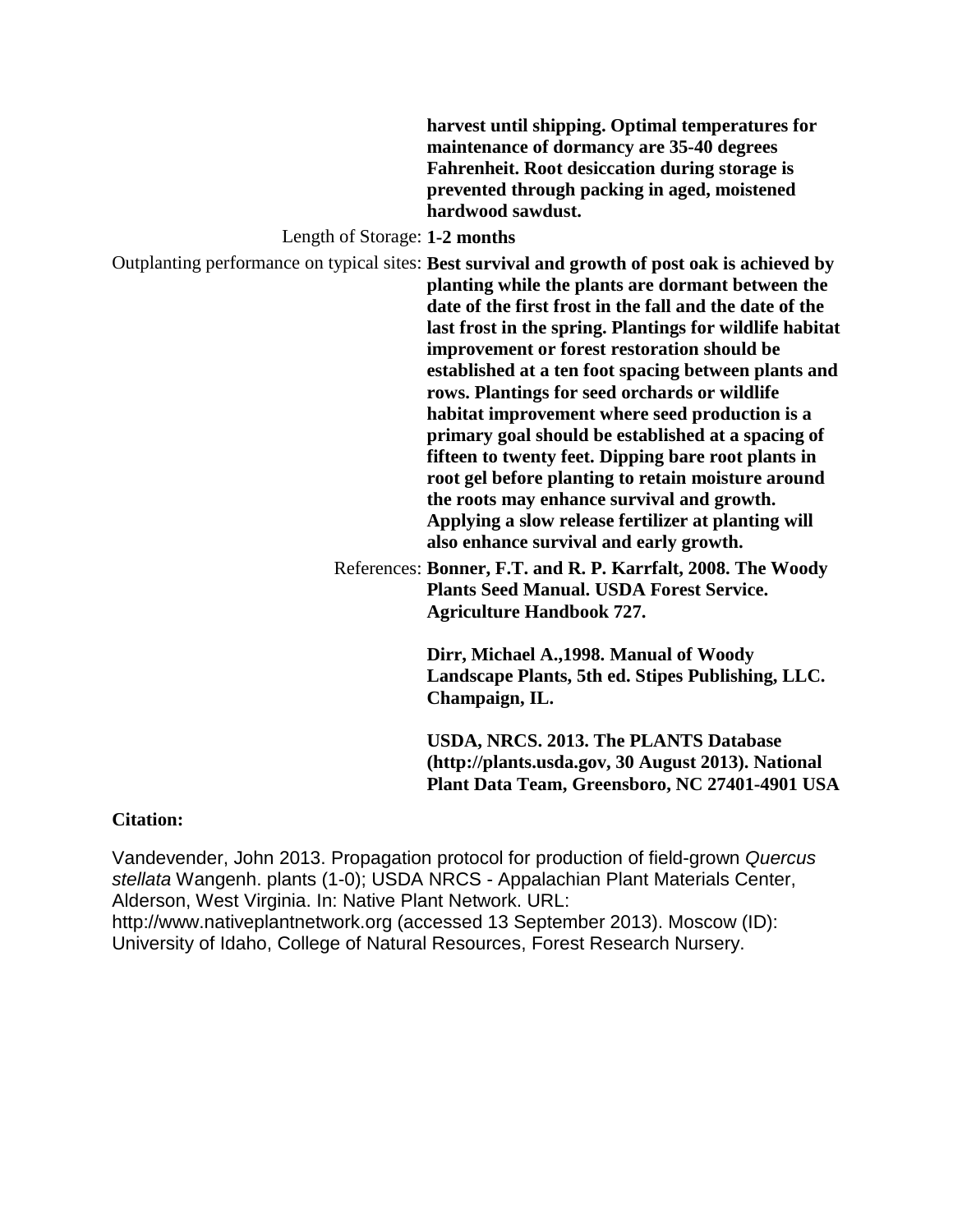**harvest until shipping. Optimal temperatures for maintenance of dormancy are 35-40 degrees Fahrenheit. Root desiccation during storage is prevented through packing in aged, moistened hardwood sawdust.**

Length of Storage: **1-2 months**

Outplanting performance on typical sites: **Best survival and growth of post oak is achieved by planting while the plants are dormant between the date of the first frost in the fall and the date of the last frost in the spring. Plantings for wildlife habitat improvement or forest restoration should be established at a ten foot spacing between plants and rows. Plantings for seed orchards or wildlife habitat improvement where seed production is a primary goal should be established at a spacing of fifteen to twenty feet. Dipping bare root plants in root gel before planting to retain moisture around the roots may enhance survival and growth. Applying a slow release fertilizer at planting will also enhance survival and early growth.**

References: **Bonner, F.T. and R. P. Karrfalt, 2008. The Woody Plants Seed Manual. USDA Forest Service. Agriculture Handbook 727.**

**Dirr, Michael A.,1998. Manual of Woody Landscape Plants, 5th ed. Stipes Publishing, LLC. Champaign, IL.**

**USDA, NRCS. 2013. The PLANTS Database (http://plants.usda.gov, 30 August 2013). National Plant Data Team, Greensboro, NC 27401-4901 USA**

**Citation:**

Vandevender, John 2013. Propagation protocol for production of field-grown *Quercus stellata* Wangenh. plants (1-0); USDA NRCS - Appalachian Plant Materials Center, Alderson, West Virginia. In: Native Plant Network. URL: http://www.nativeplantnetwork.org (accessed 13 September 2013). Moscow (ID): University of Idaho, College of Natural Resources, Forest Research Nursery.